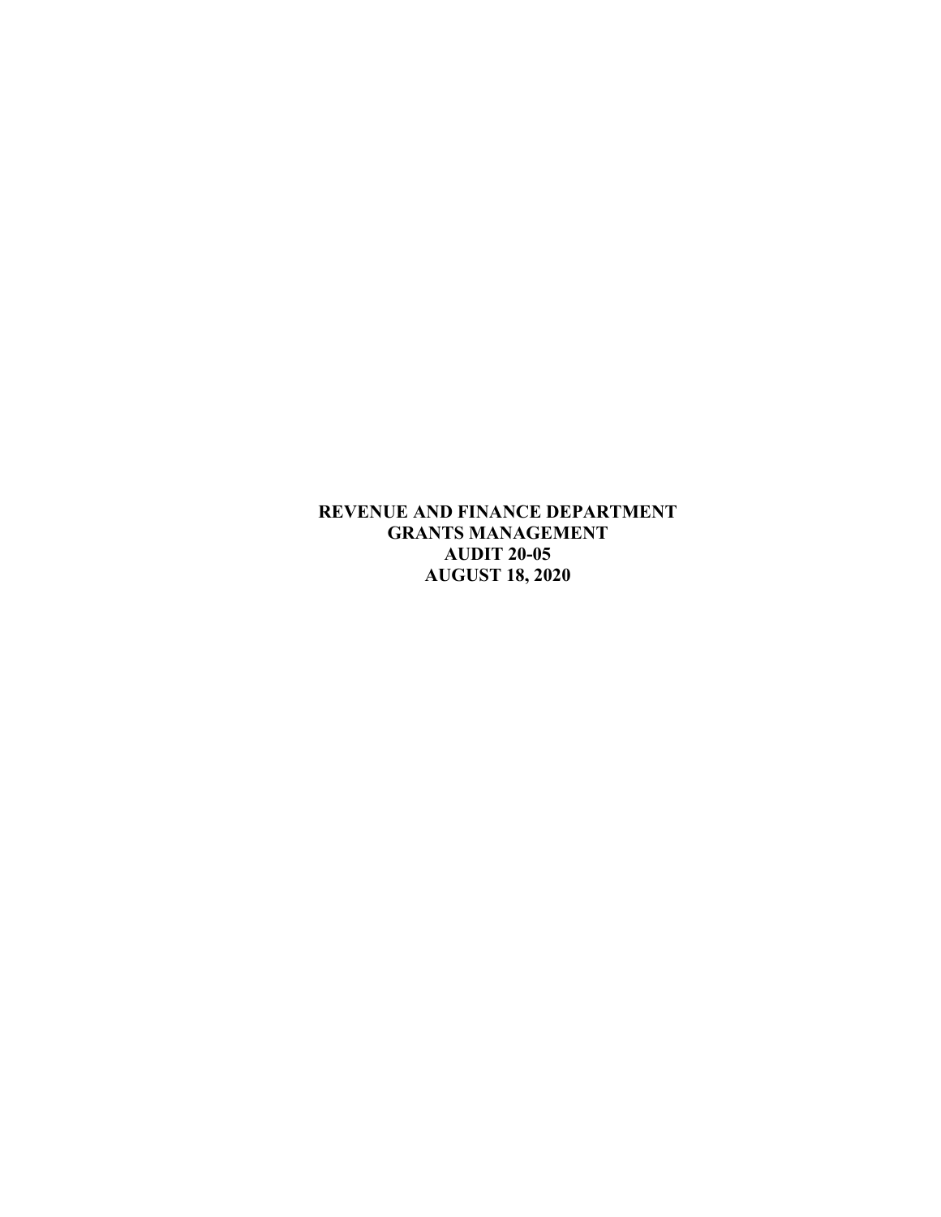# REVENUE AND FINANCE DEPARTMENT
# GRANTS MANAGEMENT
# AUDIT 20-05
# AUGUST 18, 2020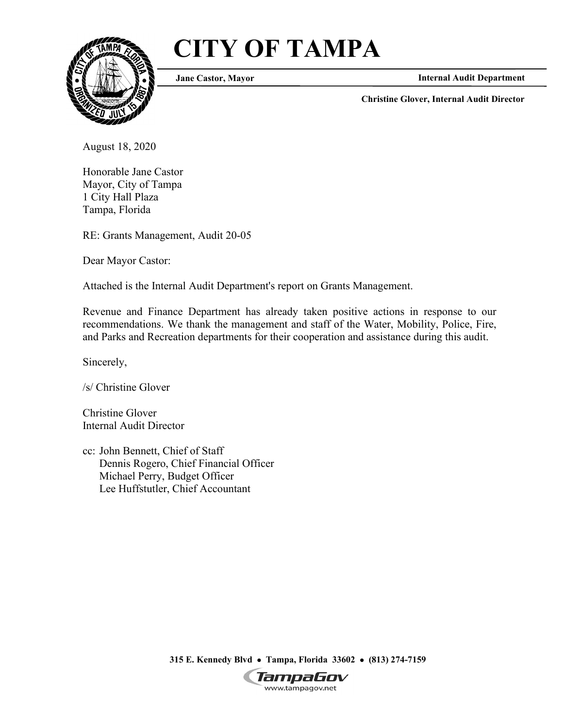# CITY OF TAMPA

**Jane Castor, Mayor** | **Internal Audit Department**

**Christine Glover, Internal Audit Director**

August 18, 2020

Honorable Jane Castor
Mayor, City of Tampa
1 City Hall Plaza
Tampa, Florida

RE: Grants Management, Audit 20-05

Dear Mayor Castor:

Attached is the Internal Audit Department's report on Grants Management.

Revenue and Finance Department has already taken positive actions in response to our recommendations. We thank the management and staff of the Water, Mobility, Police, Fire, and Parks and Recreation departments for their cooperation and assistance during this audit.

Sincerely,

/s/ Christine Glover

Christine Glover
Internal Audit Director

cc: John Bennett, Chief of Staff
Dennis Rogero, Chief Financial Officer
Michael Perry, Budget Officer
Lee Huffstutler, Chief Accountant

**315 E. Kennedy Blvd • Tampa, Florida 33602 • (813) 274-7159**

TampaGov
www.tampagov.net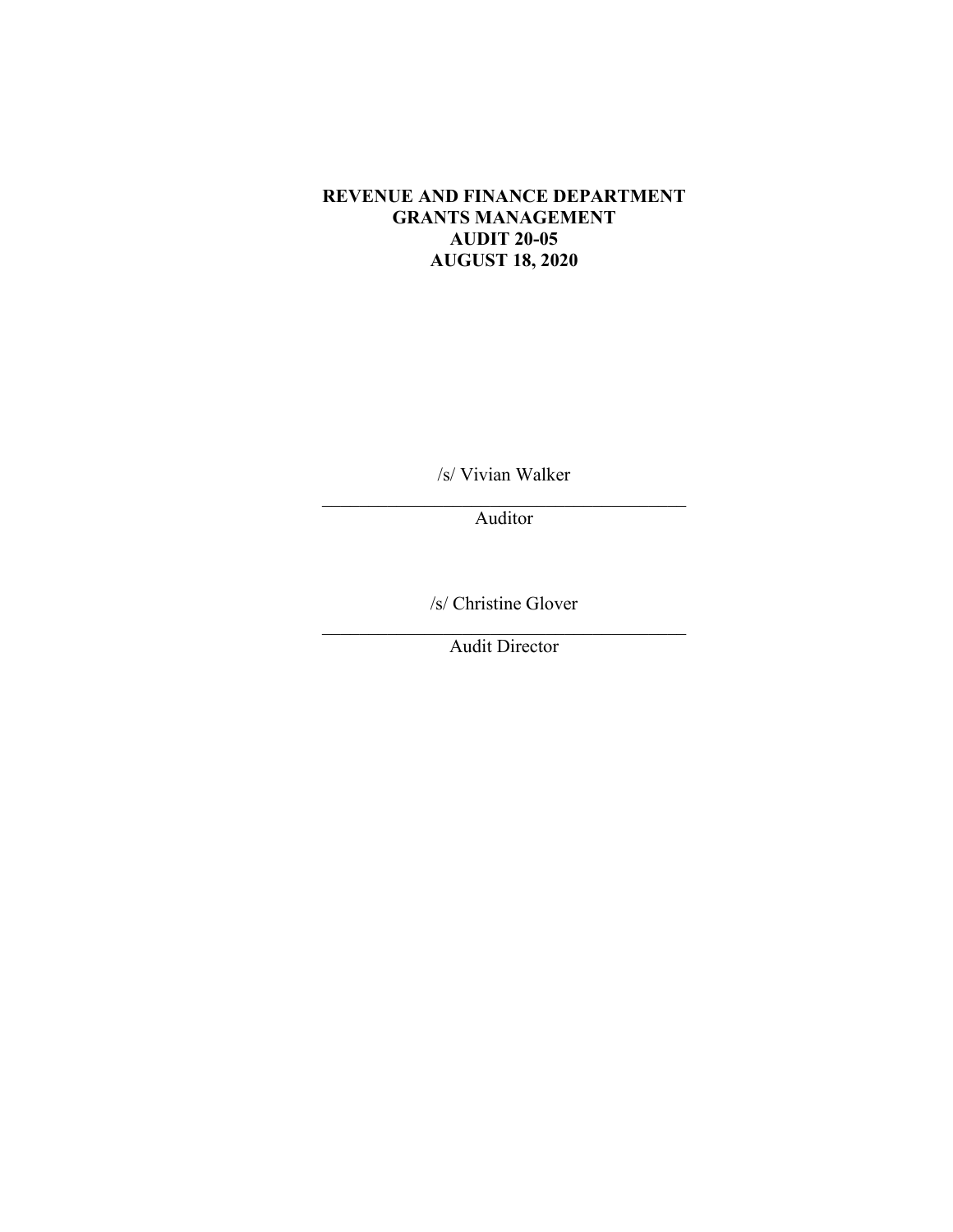**REVENUE AND FINANCE DEPARTMENT**
**GRANTS MANAGEMENT**
**AUDIT 20-05**
**AUGUST 18, 2020**

/s/ Vivian Walker

\_\_\_\_\_\_\_\_\_\_\_\_\_\_\_\_\_\_\_\_\_\_\_\_\_\_\_\_\_\_\_\_\_\_\_\_\_\_\_\_

Auditor

/s/ Christine Glover

\_\_\_\_\_\_\_\_\_\_\_\_\_\_\_\_\_\_\_\_\_\_\_\_\_\_\_\_\_\_\_\_\_\_\_\_\_\_\_\_

Audit Director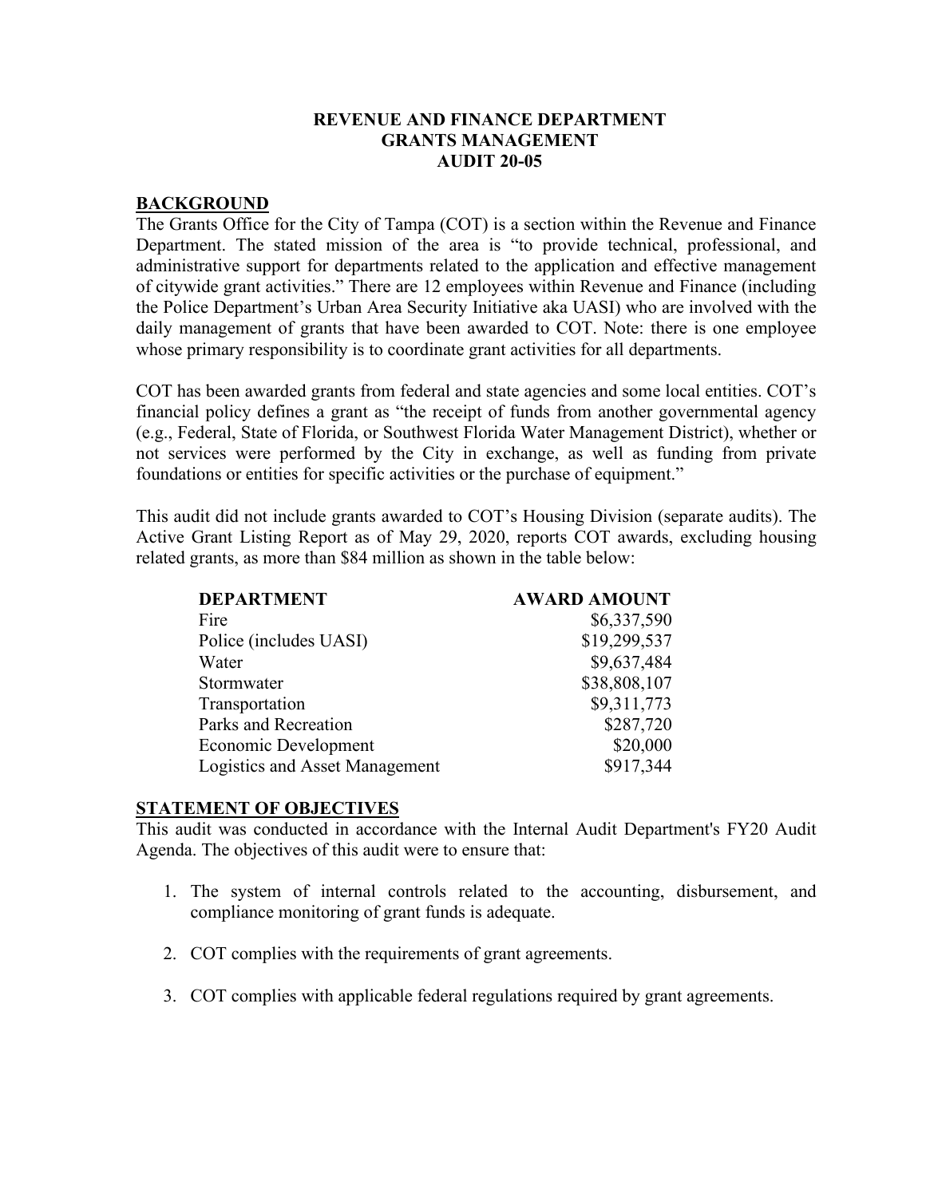# REVENUE AND FINANCE DEPARTMENT
# GRANTS MANAGEMENT
# AUDIT 20-05

## BACKGROUND

The Grants Office for the City of Tampa (COT) is a section within the Revenue and Finance Department. The stated mission of the area is "to provide technical, professional, and administrative support for departments related to the application and effective management of citywide grant activities." There are 12 employees within Revenue and Finance (including the Police Department's Urban Area Security Initiative aka UASI) who are involved with the daily management of grants that have been awarded to COT. Note: there is one employee whose primary responsibility is to coordinate grant activities for all departments.

COT has been awarded grants from federal and state agencies and some local entities. COT's financial policy defines a grant as "the receipt of funds from another governmental agency (e.g., Federal, State of Florida, or Southwest Florida Water Management District), whether or not services were performed by the City in exchange, as well as funding from private foundations or entities for specific activities or the purchase of equipment."

This audit did not include grants awarded to COT's Housing Division (separate audits). The Active Grant Listing Report as of May 29, 2020, reports COT awards, excluding housing related grants, as more than $84 million as shown in the table below:

| DEPARTMENT | AWARD AMOUNT |
|---|---:|
| Fire | $6,337,590 |
| Police (includes UASI) | $19,299,537 |
| Water | $9,637,484 |
| Stormwater | $38,808,107 |
| Transportation | $9,311,773 |
| Parks and Recreation | $287,720 |
| Economic Development | $20,000 |
| Logistics and Asset Management | $917,344 |

## STATEMENT OF OBJECTIVES

This audit was conducted in accordance with the Internal Audit Department's FY20 Audit Agenda. The objectives of this audit were to ensure that:

1. The system of internal controls related to the accounting, disbursement, and compliance monitoring of grant funds is adequate.
2. COT complies with the requirements of grant agreements.
3. COT complies with applicable federal regulations required by grant agreements.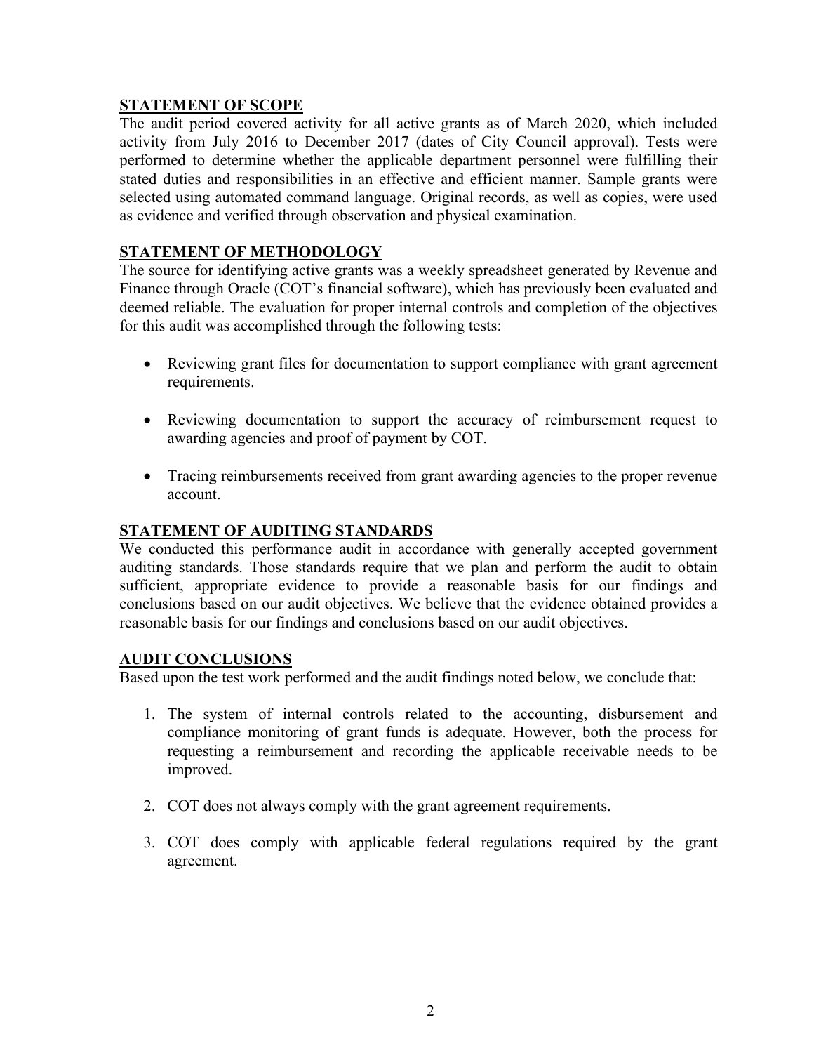## STATEMENT OF SCOPE

The audit period covered activity for all active grants as of March 2020, which included activity from July 2016 to December 2017 (dates of City Council approval). Tests were performed to determine whether the applicable department personnel were fulfilling their stated duties and responsibilities in an effective and efficient manner. Sample grants were selected using automated command language. Original records, as well as copies, were used as evidence and verified through observation and physical examination.

## STATEMENT OF METHODOLOGY

The source for identifying active grants was a weekly spreadsheet generated by Revenue and Finance through Oracle (COT's financial software), which has previously been evaluated and deemed reliable. The evaluation for proper internal controls and completion of the objectives for this audit was accomplished through the following tests:

- Reviewing grant files for documentation to support compliance with grant agreement requirements.
- Reviewing documentation to support the accuracy of reimbursement request to awarding agencies and proof of payment by COT.
- Tracing reimbursements received from grant awarding agencies to the proper revenue account.

## STATEMENT OF AUDITING STANDARDS

We conducted this performance audit in accordance with generally accepted government auditing standards. Those standards require that we plan and perform the audit to obtain sufficient, appropriate evidence to provide a reasonable basis for our findings and conclusions based on our audit objectives. We believe that the evidence obtained provides a reasonable basis for our findings and conclusions based on our audit objectives.

## AUDIT CONCLUSIONS

Based upon the test work performed and the audit findings noted below, we conclude that:

1. The system of internal controls related to the accounting, disbursement and compliance monitoring of grant funds is adequate. However, both the process for requesting a reimbursement and recording the applicable receivable needs to be improved.
2. COT does not always comply with the grant agreement requirements.
3. COT does comply with applicable federal regulations required by the grant agreement.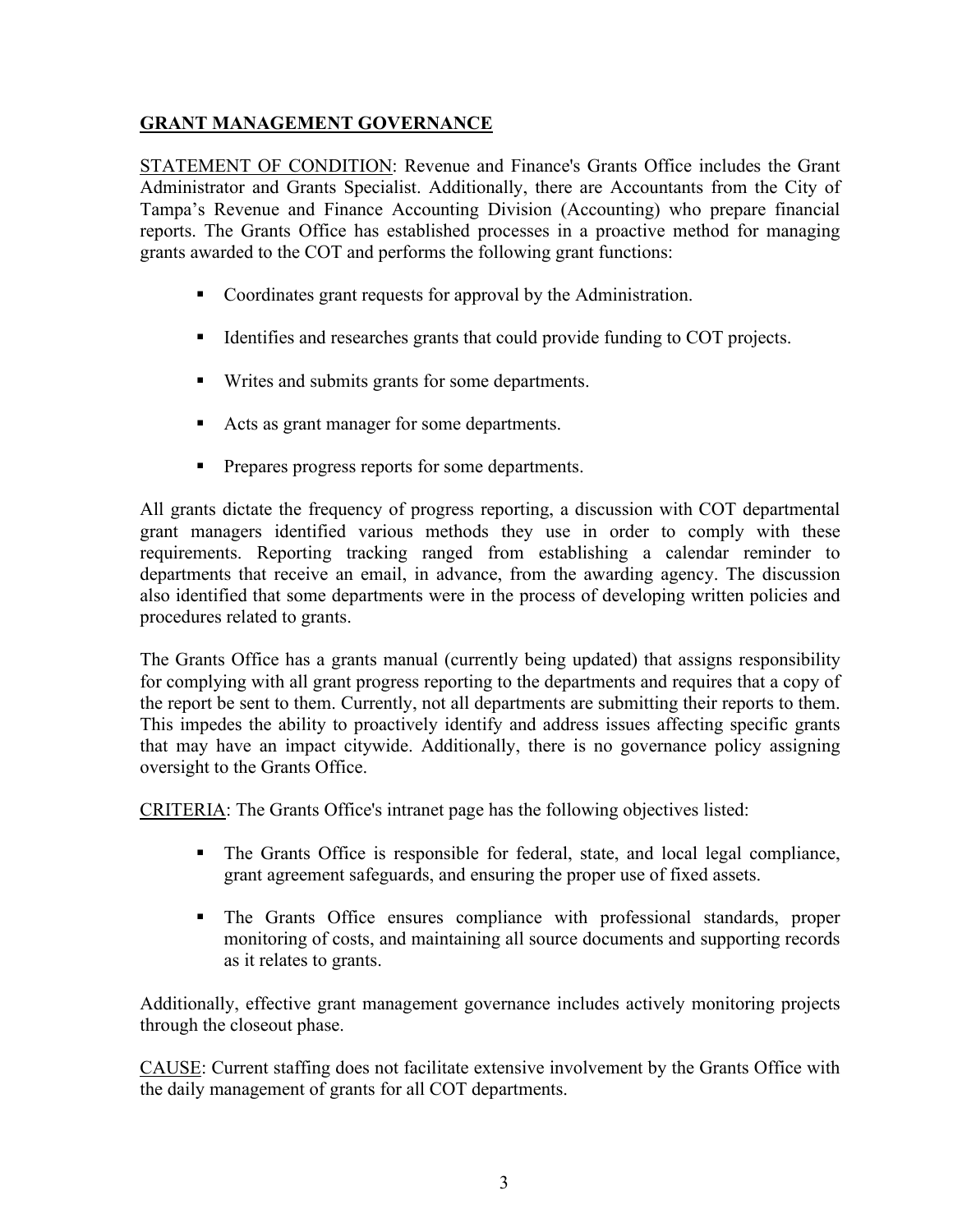## GRANT MANAGEMENT GOVERNANCE

STATEMENT OF CONDITION: Revenue and Finance's Grants Office includes the Grant Administrator and Grants Specialist. Additionally, there are Accountants from the City of Tampa's Revenue and Finance Accounting Division (Accounting) who prepare financial reports. The Grants Office has established processes in a proactive method for managing grants awarded to the COT and performs the following grant functions:

- Coordinates grant requests for approval by the Administration.
- Identifies and researches grants that could provide funding to COT projects.
- Writes and submits grants for some departments.
- Acts as grant manager for some departments.
- Prepares progress reports for some departments.

All grants dictate the frequency of progress reporting, a discussion with COT departmental grant managers identified various methods they use in order to comply with these requirements. Reporting tracking ranged from establishing a calendar reminder to departments that receive an email, in advance, from the awarding agency. The discussion also identified that some departments were in the process of developing written policies and procedures related to grants.

The Grants Office has a grants manual (currently being updated) that assigns responsibility for complying with all grant progress reporting to the departments and requires that a copy of the report be sent to them. Currently, not all departments are submitting their reports to them. This impedes the ability to proactively identify and address issues affecting specific grants that may have an impact citywide. Additionally, there is no governance policy assigning oversight to the Grants Office.

CRITERIA: The Grants Office's intranet page has the following objectives listed:

- The Grants Office is responsible for federal, state, and local legal compliance, grant agreement safeguards, and ensuring the proper use of fixed assets.
- The Grants Office ensures compliance with professional standards, proper monitoring of costs, and maintaining all source documents and supporting records as it relates to grants.

Additionally, effective grant management governance includes actively monitoring projects through the closeout phase.

CAUSE: Current staffing does not facilitate extensive involvement by the Grants Office with the daily management of grants for all COT departments.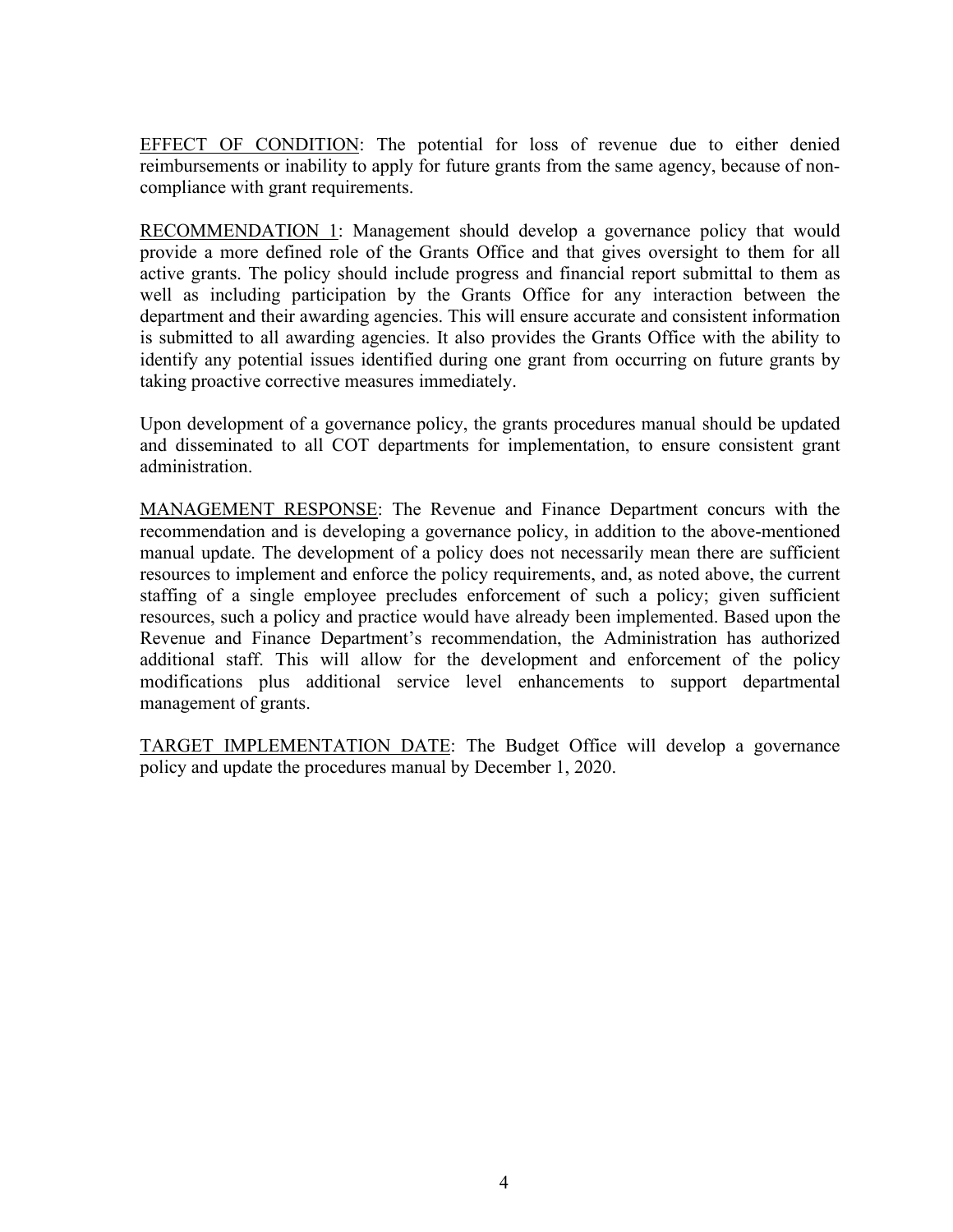EFFECT OF CONDITION: The potential for loss of revenue due to either denied reimbursements or inability to apply for future grants from the same agency, because of non-compliance with grant requirements.

RECOMMENDATION 1: Management should develop a governance policy that would provide a more defined role of the Grants Office and that gives oversight to them for all active grants. The policy should include progress and financial report submittal to them as well as including participation by the Grants Office for any interaction between the department and their awarding agencies. This will ensure accurate and consistent information is submitted to all awarding agencies. It also provides the Grants Office with the ability to identify any potential issues identified during one grant from occurring on future grants by taking proactive corrective measures immediately.

Upon development of a governance policy, the grants procedures manual should be updated and disseminated to all COT departments for implementation, to ensure consistent grant administration.

MANAGEMENT RESPONSE: The Revenue and Finance Department concurs with the recommendation and is developing a governance policy, in addition to the above-mentioned manual update. The development of a policy does not necessarily mean there are sufficient resources to implement and enforce the policy requirements, and, as noted above, the current staffing of a single employee precludes enforcement of such a policy; given sufficient resources, such a policy and practice would have already been implemented. Based upon the Revenue and Finance Department's recommendation, the Administration has authorized additional staff. This will allow for the development and enforcement of the policy modifications plus additional service level enhancements to support departmental management of grants.

TARGET IMPLEMENTATION DATE: The Budget Office will develop a governance policy and update the procedures manual by December 1, 2020.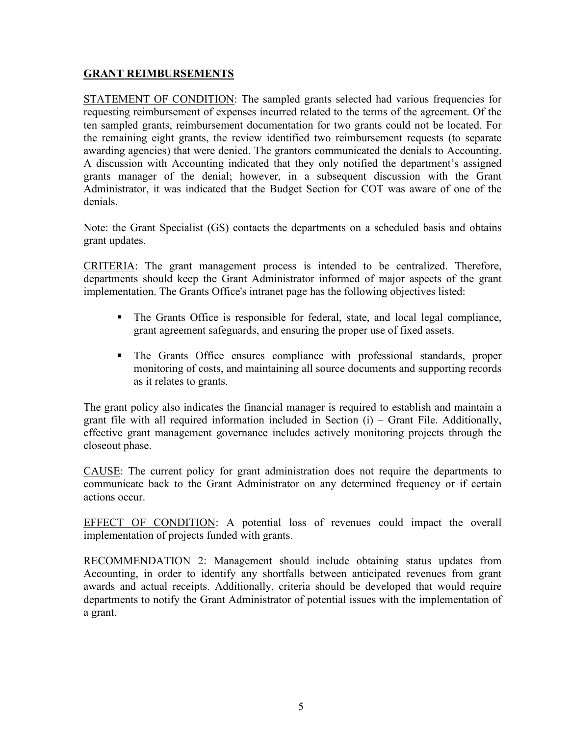## GRANT REIMBURSEMENTS

STATEMENT OF CONDITION: The sampled grants selected had various frequencies for requesting reimbursement of expenses incurred related to the terms of the agreement. Of the ten sampled grants, reimbursement documentation for two grants could not be located. For the remaining eight grants, the review identified two reimbursement requests (to separate awarding agencies) that were denied. The grantors communicated the denials to Accounting. A discussion with Accounting indicated that they only notified the department's assigned grants manager of the denial; however, in a subsequent discussion with the Grant Administrator, it was indicated that the Budget Section for COT was aware of one of the denials.

Note: the Grant Specialist (GS) contacts the departments on a scheduled basis and obtains grant updates.

CRITERIA: The grant management process is intended to be centralized. Therefore, departments should keep the Grant Administrator informed of major aspects of the grant implementation. The Grants Office's intranet page has the following objectives listed:

- The Grants Office is responsible for federal, state, and local legal compliance, grant agreement safeguards, and ensuring the proper use of fixed assets.
- The Grants Office ensures compliance with professional standards, proper monitoring of costs, and maintaining all source documents and supporting records as it relates to grants.

The grant policy also indicates the financial manager is required to establish and maintain a grant file with all required information included in Section (i) – Grant File. Additionally, effective grant management governance includes actively monitoring projects through the closeout phase.

CAUSE: The current policy for grant administration does not require the departments to communicate back to the Grant Administrator on any determined frequency or if certain actions occur.

EFFECT OF CONDITION: A potential loss of revenues could impact the overall implementation of projects funded with grants.

RECOMMENDATION 2: Management should include obtaining status updates from Accounting, in order to identify any shortfalls between anticipated revenues from grant awards and actual receipts. Additionally, criteria should be developed that would require departments to notify the Grant Administrator of potential issues with the implementation of a grant.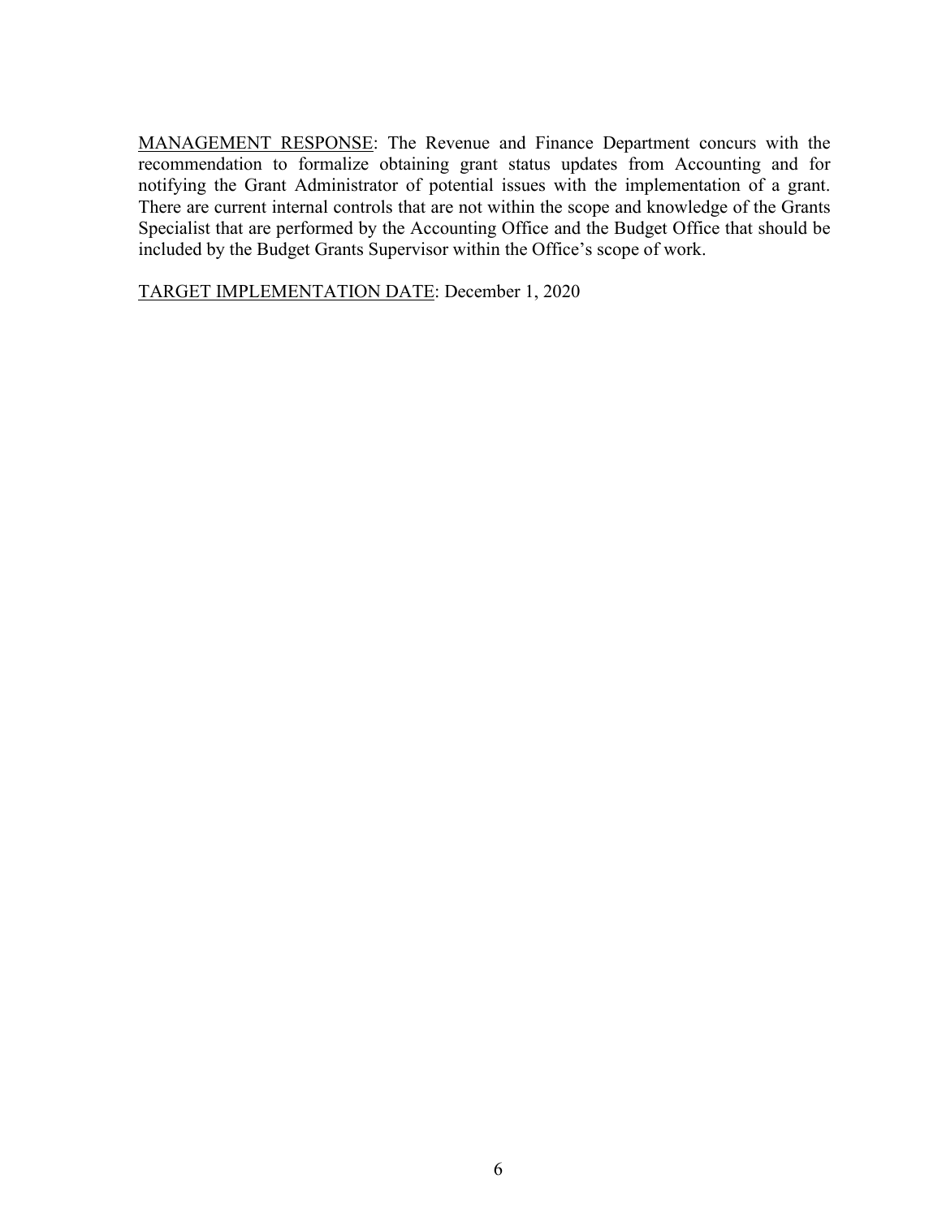MANAGEMENT RESPONSE: The Revenue and Finance Department concurs with the recommendation to formalize obtaining grant status updates from Accounting and for notifying the Grant Administrator of potential issues with the implementation of a grant. There are current internal controls that are not within the scope and knowledge of the Grants Specialist that are performed by the Accounting Office and the Budget Office that should be included by the Budget Grants Supervisor within the Office's scope of work.

TARGET IMPLEMENTATION DATE: December 1, 2020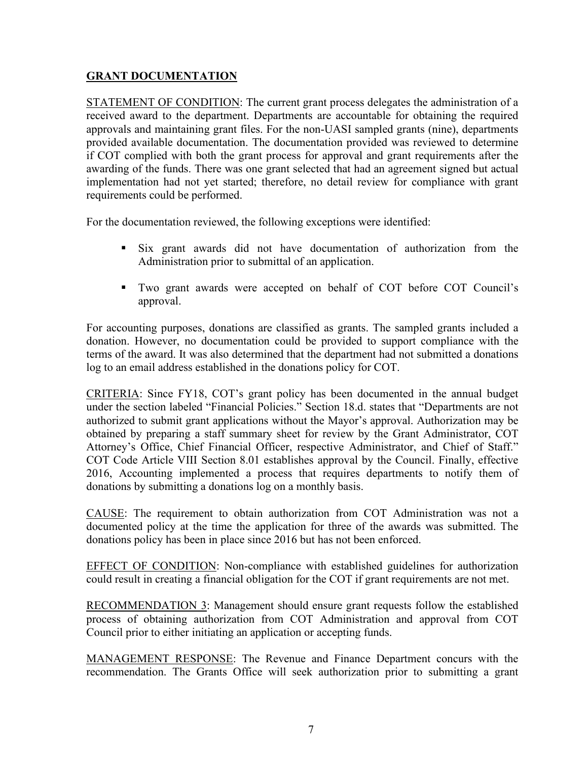## GRANT DOCUMENTATION

STATEMENT OF CONDITION: The current grant process delegates the administration of a received award to the department. Departments are accountable for obtaining the required approvals and maintaining grant files. For the non-UASI sampled grants (nine), departments provided available documentation. The documentation provided was reviewed to determine if COT complied with both the grant process for approval and grant requirements after the awarding of the funds. There was one grant selected that had an agreement signed but actual implementation had not yet started; therefore, no detail review for compliance with grant requirements could be performed.

For the documentation reviewed, the following exceptions were identified:

- Six grant awards did not have documentation of authorization from the Administration prior to submittal of an application.
- Two grant awards were accepted on behalf of COT before COT Council's approval.

For accounting purposes, donations are classified as grants. The sampled grants included a donation. However, no documentation could be provided to support compliance with the terms of the award. It was also determined that the department had not submitted a donations log to an email address established in the donations policy for COT.

CRITERIA: Since FY18, COT's grant policy has been documented in the annual budget under the section labeled "Financial Policies." Section 18.d. states that "Departments are not authorized to submit grant applications without the Mayor's approval. Authorization may be obtained by preparing a staff summary sheet for review by the Grant Administrator, COT Attorney's Office, Chief Financial Officer, respective Administrator, and Chief of Staff." COT Code Article VIII Section 8.01 establishes approval by the Council. Finally, effective 2016, Accounting implemented a process that requires departments to notify them of donations by submitting a donations log on a monthly basis.

CAUSE: The requirement to obtain authorization from COT Administration was not a documented policy at the time the application for three of the awards was submitted. The donations policy has been in place since 2016 but has not been enforced.

EFFECT OF CONDITION: Non-compliance with established guidelines for authorization could result in creating a financial obligation for the COT if grant requirements are not met.

RECOMMENDATION 3: Management should ensure grant requests follow the established process of obtaining authorization from COT Administration and approval from COT Council prior to either initiating an application or accepting funds.

MANAGEMENT RESPONSE: The Revenue and Finance Department concurs with the recommendation. The Grants Office will seek authorization prior to submitting a grant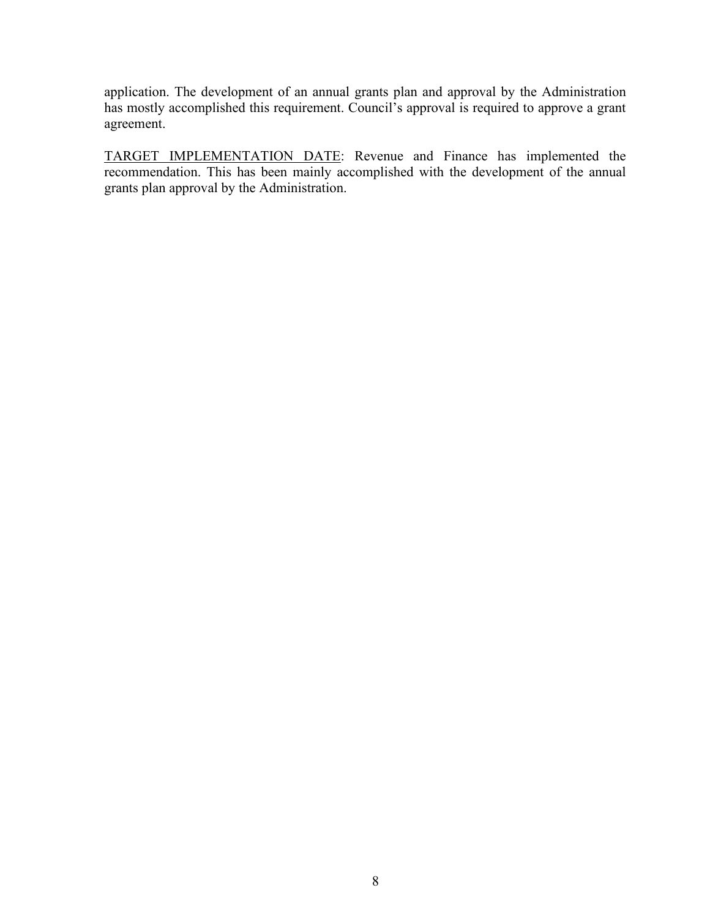application. The development of an annual grants plan and approval by the Administration has mostly accomplished this requirement. Council's approval is required to approve a grant agreement.

<u>TARGET IMPLEMENTATION DATE</u>: Revenue and Finance has implemented the recommendation. This has been mainly accomplished with the development of the annual grants plan approval by the Administration.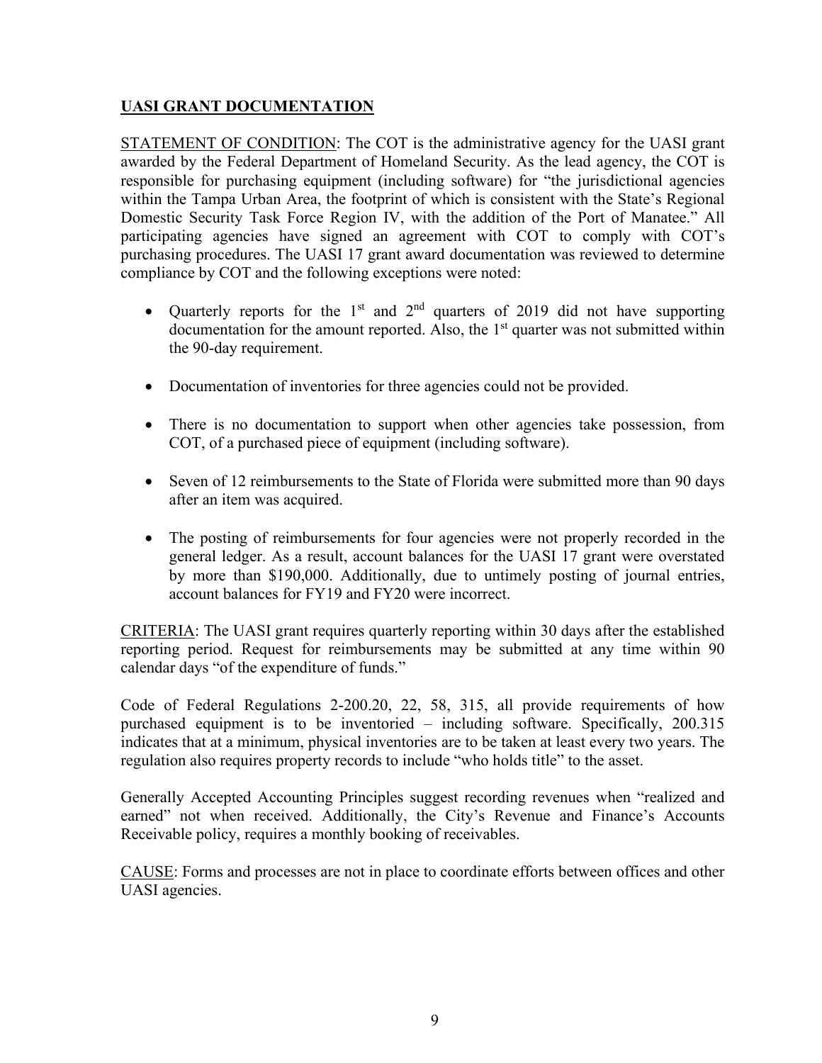## UASI GRANT DOCUMENTATION

STATEMENT OF CONDITION: The COT is the administrative agency for the UASI grant awarded by the Federal Department of Homeland Security. As the lead agency, the COT is responsible for purchasing equipment (including software) for "the jurisdictional agencies within the Tampa Urban Area, the footprint of which is consistent with the State's Regional Domestic Security Task Force Region IV, with the addition of the Port of Manatee." All participating agencies have signed an agreement with COT to comply with COT's purchasing procedures. The UASI 17 grant award documentation was reviewed to determine compliance by COT and the following exceptions were noted:

- Quarterly reports for the 1st and 2nd quarters of 2019 did not have supporting documentation for the amount reported. Also, the 1st quarter was not submitted within the 90-day requirement.
- Documentation of inventories for three agencies could not be provided.
- There is no documentation to support when other agencies take possession, from COT, of a purchased piece of equipment (including software).
- Seven of 12 reimbursements to the State of Florida were submitted more than 90 days after an item was acquired.
- The posting of reimbursements for four agencies were not properly recorded in the general ledger. As a result, account balances for the UASI 17 grant were overstated by more than $190,000. Additionally, due to untimely posting of journal entries, account balances for FY19 and FY20 were incorrect.

CRITERIA: The UASI grant requires quarterly reporting within 30 days after the established reporting period. Request for reimbursements may be submitted at any time within 90 calendar days "of the expenditure of funds."

Code of Federal Regulations 2-200.20, 22, 58, 315, all provide requirements of how purchased equipment is to be inventoried – including software. Specifically, 200.315 indicates that at a minimum, physical inventories are to be taken at least every two years. The regulation also requires property records to include "who holds title" to the asset.

Generally Accepted Accounting Principles suggest recording revenues when "realized and earned" not when received. Additionally, the City's Revenue and Finance's Accounts Receivable policy, requires a monthly booking of receivables.

CAUSE: Forms and processes are not in place to coordinate efforts between offices and other UASI agencies.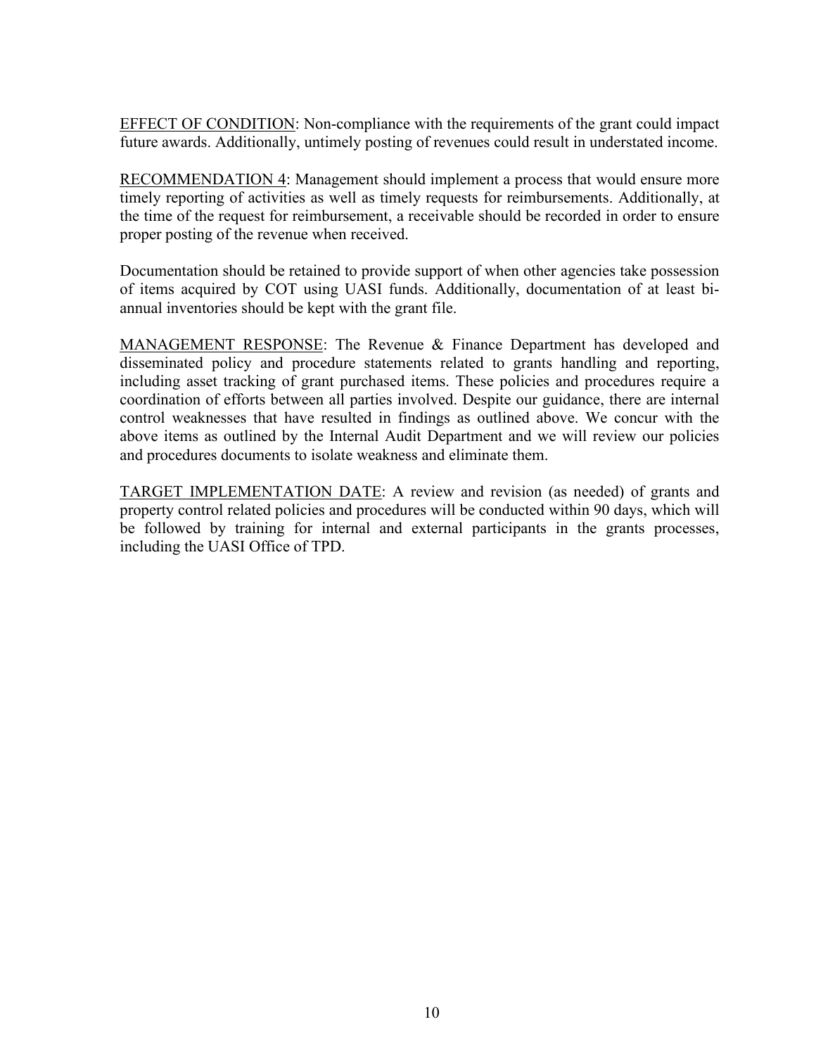EFFECT OF CONDITION: Non-compliance with the requirements of the grant could impact future awards. Additionally, untimely posting of revenues could result in understated income.

RECOMMENDATION 4: Management should implement a process that would ensure more timely reporting of activities as well as timely requests for reimbursements. Additionally, at the time of the request for reimbursement, a receivable should be recorded in order to ensure proper posting of the revenue when received.

Documentation should be retained to provide support of when other agencies take possession of items acquired by COT using UASI funds. Additionally, documentation of at least bi-annual inventories should be kept with the grant file.

MANAGEMENT RESPONSE: The Revenue & Finance Department has developed and disseminated policy and procedure statements related to grants handling and reporting, including asset tracking of grant purchased items. These policies and procedures require a coordination of efforts between all parties involved. Despite our guidance, there are internal control weaknesses that have resulted in findings as outlined above. We concur with the above items as outlined by the Internal Audit Department and we will review our policies and procedures documents to isolate weakness and eliminate them.

TARGET IMPLEMENTATION DATE: A review and revision (as needed) of grants and property control related policies and procedures will be conducted within 90 days, which will be followed by training for internal and external participants in the grants processes, including the UASI Office of TPD.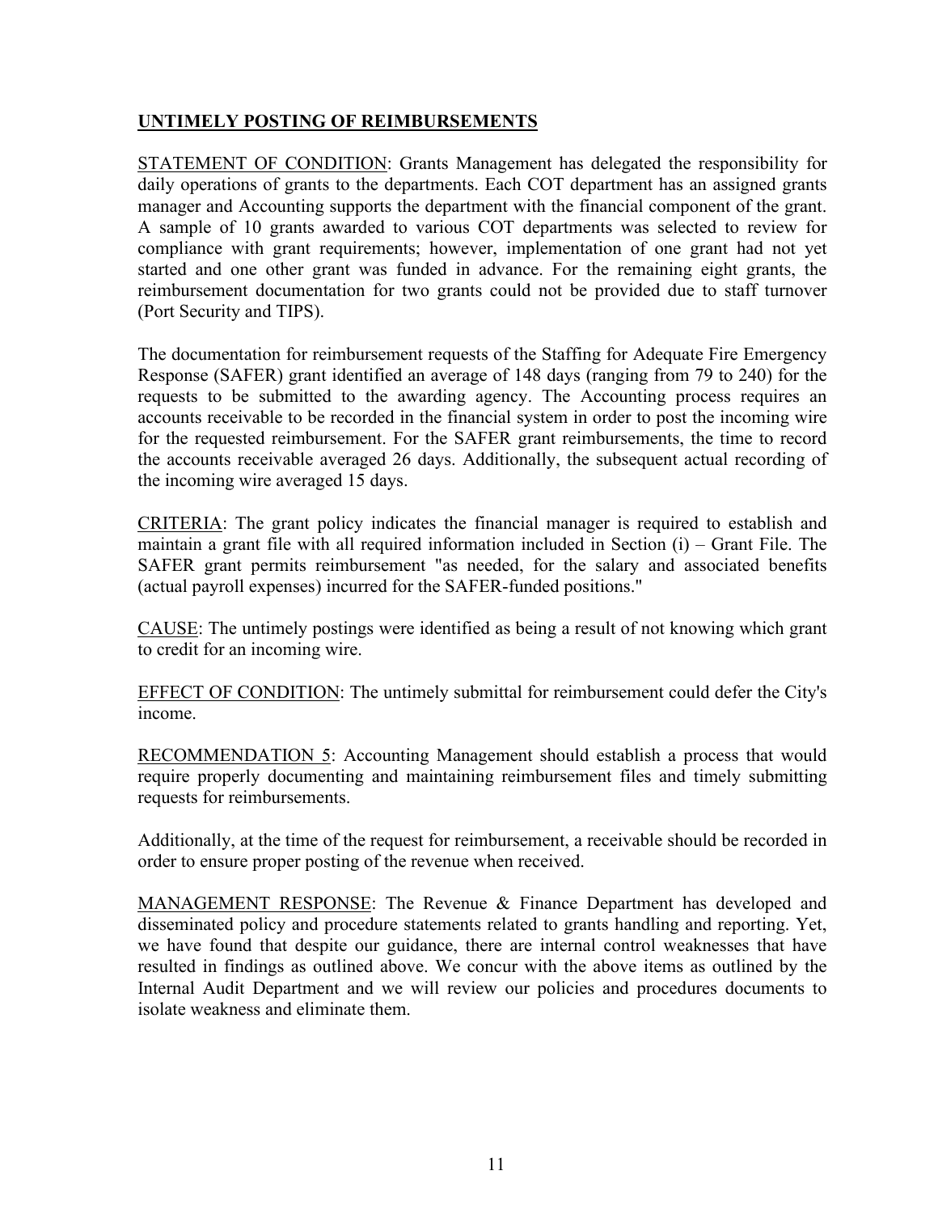## UNTIMELY POSTING OF REIMBURSEMENTS

STATEMENT OF CONDITION: Grants Management has delegated the responsibility for daily operations of grants to the departments. Each COT department has an assigned grants manager and Accounting supports the department with the financial component of the grant. A sample of 10 grants awarded to various COT departments was selected to review for compliance with grant requirements; however, implementation of one grant had not yet started and one other grant was funded in advance. For the remaining eight grants, the reimbursement documentation for two grants could not be provided due to staff turnover (Port Security and TIPS).

The documentation for reimbursement requests of the Staffing for Adequate Fire Emergency Response (SAFER) grant identified an average of 148 days (ranging from 79 to 240) for the requests to be submitted to the awarding agency. The Accounting process requires an accounts receivable to be recorded in the financial system in order to post the incoming wire for the requested reimbursement. For the SAFER grant reimbursements, the time to record the accounts receivable averaged 26 days. Additionally, the subsequent actual recording of the incoming wire averaged 15 days.

CRITERIA: The grant policy indicates the financial manager is required to establish and maintain a grant file with all required information included in Section (i) – Grant File. The SAFER grant permits reimbursement "as needed, for the salary and associated benefits (actual payroll expenses) incurred for the SAFER-funded positions."

CAUSE: The untimely postings were identified as being a result of not knowing which grant to credit for an incoming wire.

EFFECT OF CONDITION: The untimely submittal for reimbursement could defer the City's income.

RECOMMENDATION 5: Accounting Management should establish a process that would require properly documenting and maintaining reimbursement files and timely submitting requests for reimbursements.

Additionally, at the time of the request for reimbursement, a receivable should be recorded in order to ensure proper posting of the revenue when received.

MANAGEMENT RESPONSE: The Revenue & Finance Department has developed and disseminated policy and procedure statements related to grants handling and reporting. Yet, we have found that despite our guidance, there are internal control weaknesses that have resulted in findings as outlined above. We concur with the above items as outlined by the Internal Audit Department and we will review our policies and procedures documents to isolate weakness and eliminate them.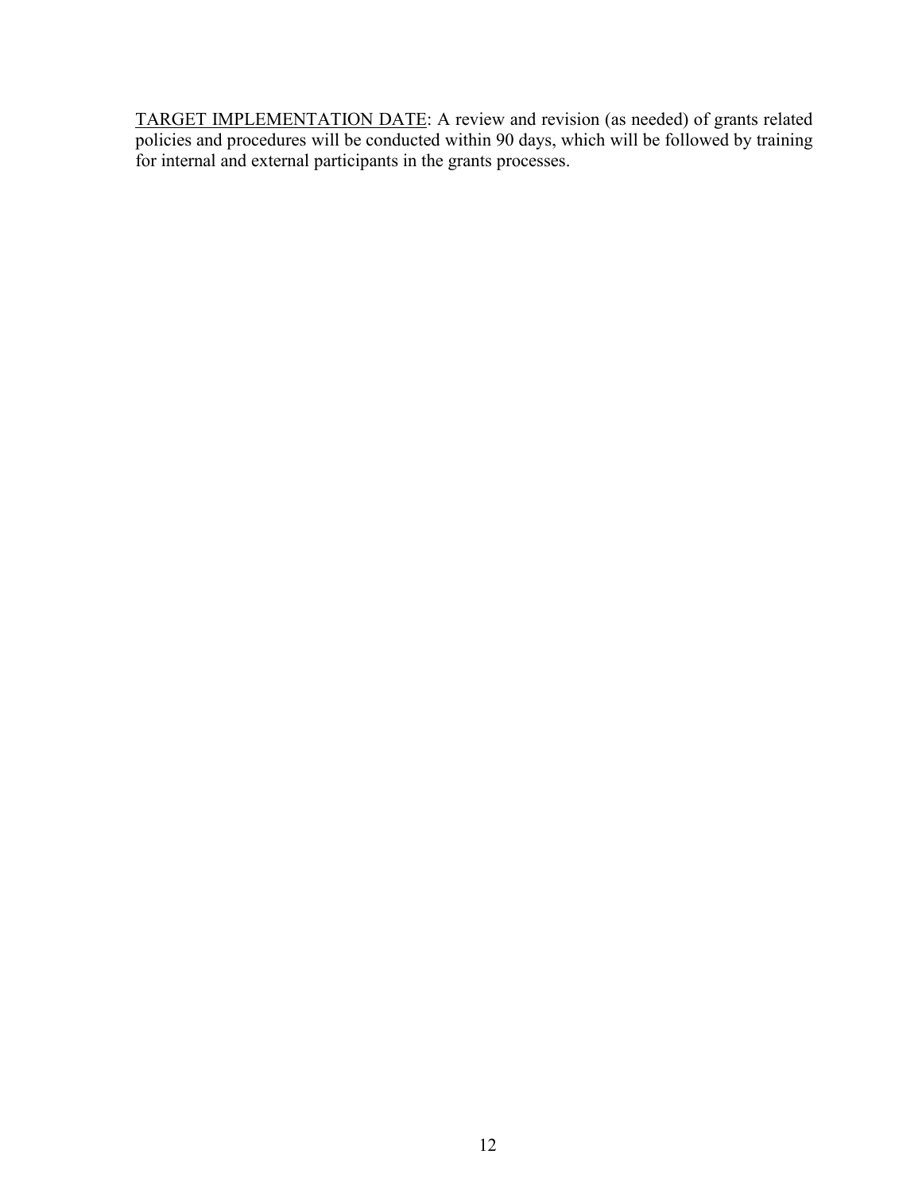<u>TARGET IMPLEMENTATION DATE</u>: A review and revision (as needed) of grants related policies and procedures will be conducted within 90 days, which will be followed by training for internal and external participants in the grants processes.